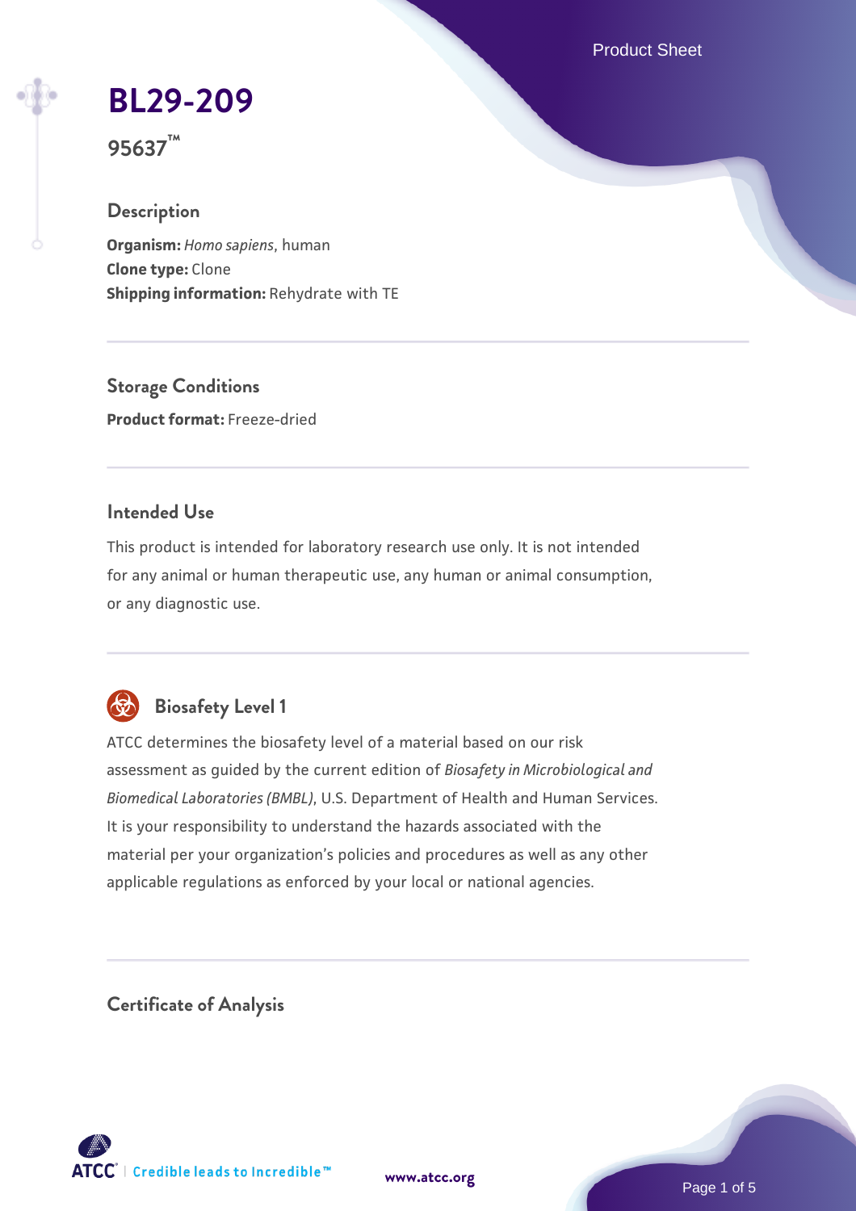# BL29-209

**95637™**

## Description

**Organism:** *Homo sapiens*, human
**Clone type:** Clone
**Shipping information:** Rehydrate with TE

## Storage Conditions

**Product format:** Freeze-dried

## Intended Use

This product is intended for laboratory research use only. It is not intended for any animal or human therapeutic use, any human or animal consumption, or any diagnostic use.

## Biosafety Level 1

ATCC determines the biosafety level of a material based on our risk assessment as guided by the current edition of *Biosafety in Microbiological and Biomedical Laboratories (BMBL)*, U.S. Department of Health and Human Services. It is your responsibility to understand the hazards associated with the material per your organization's policies and procedures as well as any other applicable regulations as enforced by your local or national agencies.

## Certificate of Analysis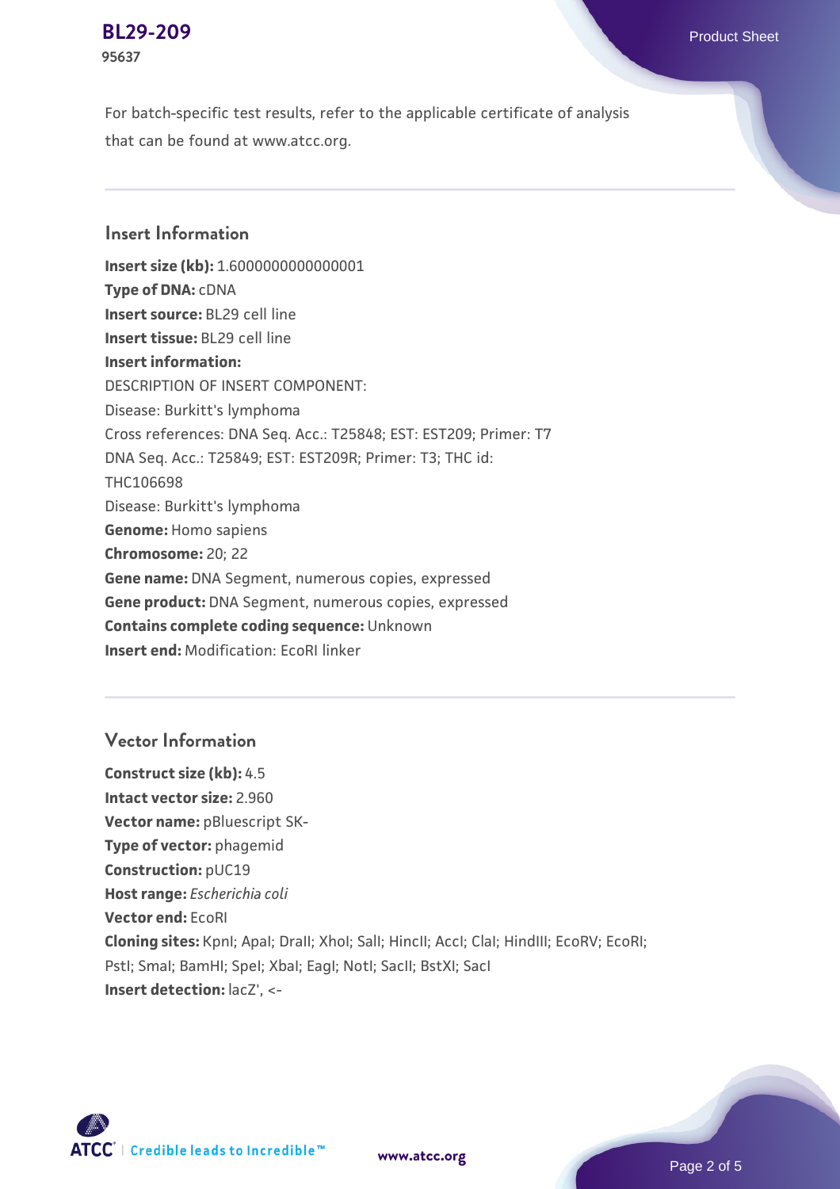For batch-specific test results, refer to the applicable certificate of analysis that can be found at www.atcc.org.

## Insert Information

**Insert size (kb):** 1.6000000000000001
**Type of DNA:** cDNA
**Insert source:** BL29 cell line
**Insert tissue:** BL29 cell line
**Insert information:**
DESCRIPTION OF INSERT COMPONENT:
Disease: Burkitt's lymphoma
Cross references: DNA Seq. Acc.: T25848; EST: EST209; Primer: T7
DNA Seq. Acc.: T25849; EST: EST209R; Primer: T3; THC id: THC106698
Disease: Burkitt's lymphoma
**Genome:** Homo sapiens
**Chromosome:** 20; 22
**Gene name:** DNA Segment, numerous copies, expressed
**Gene product:** DNA Segment, numerous copies, expressed
**Contains complete coding sequence:** Unknown
**Insert end:** Modification: EcoRI linker

## Vector Information

**Construct size (kb):** 4.5
**Intact vector size:** 2.960
**Vector name:** pBluescript SK-
**Type of vector:** phagemid
**Construction:** pUC19
**Host range:** *Escherichia coli*
**Vector end:** EcoRI
**Cloning sites:** KpnI; ApaI; DraII; XhoI; SalI; HincII; AccI; ClaI; HindIII; EcoRV; EcoRI; PstI; SmaI; BamHI; SpeI; XbaI; EagI; NotI; SacII; BstXI; SacI
**Insert detection:** lacZ', <-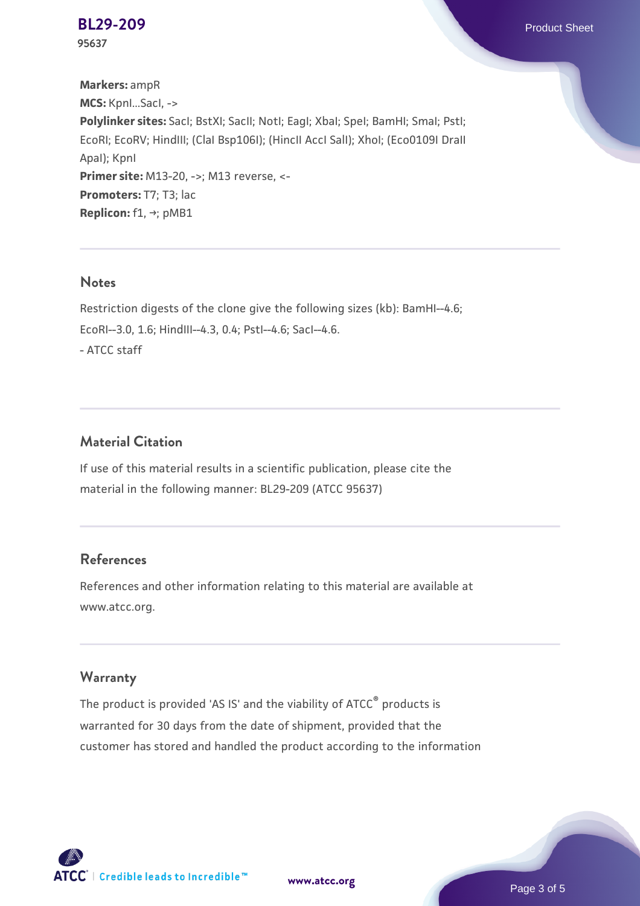**Markers:** ampR
**MCS:** KpnI...SacI, ->
**Polylinker sites:** SacI; BstXI; SacII; NotI; EagI; XbaI; SpeI; BamHI; SmaI; PstI; EcoRI; EcoRV; HindIII; (ClaI Bsp106I); (HincII AccI SalI); XhoI; (Eco0109I DraII ApaI); KpnI
**Primer site:** M13-20, ->; M13 reverse, <-
**Promoters:** T7; T3; lac
**Replicon:** f1, →; pMB1

## Notes

Restriction digests of the clone give the following sizes (kb): BamHI--4.6; EcoRI--3.0, 1.6; HindIII--4.3, 0.4; PstI--4.6; SacI--4.6.
- ATCC staff

## Material Citation

If use of this material results in a scientific publication, please cite the material in the following manner: BL29-209 (ATCC 95637)

## References

References and other information relating to this material are available at www.atcc.org.

## Warranty

The product is provided 'AS IS' and the viability of ATCC® products is warranted for 30 days from the date of shipment, provided that the customer has stored and handled the product according to the information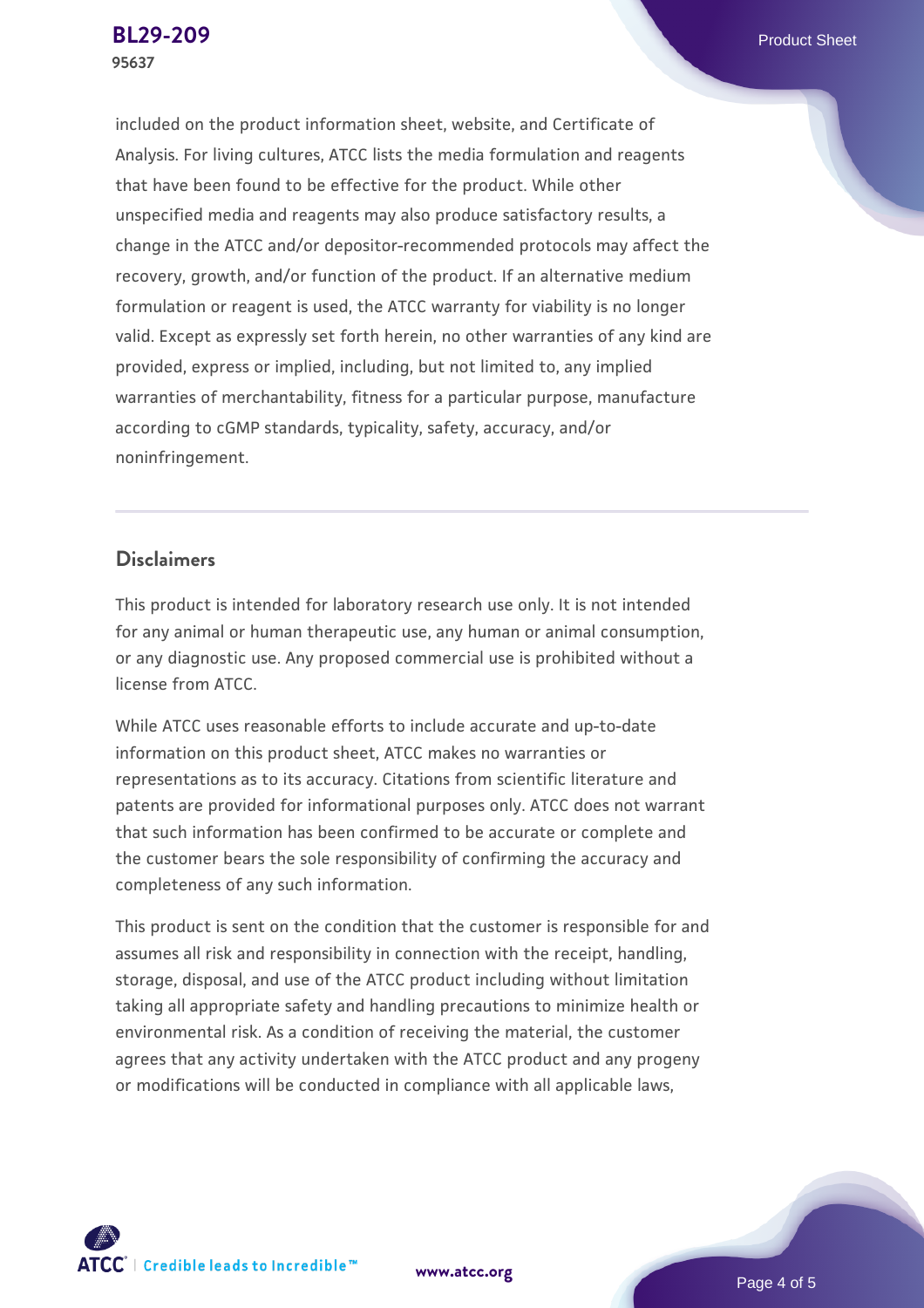included on the product information sheet, website, and Certificate of Analysis. For living cultures, ATCC lists the media formulation and reagents that have been found to be effective for the product. While other unspecified media and reagents may also produce satisfactory results, a change in the ATCC and/or depositor-recommended protocols may affect the recovery, growth, and/or function of the product. If an alternative medium formulation or reagent is used, the ATCC warranty for viability is no longer valid. Except as expressly set forth herein, no other warranties of any kind are provided, express or implied, including, but not limited to, any implied warranties of merchantability, fitness for a particular purpose, manufacture according to cGMP standards, typicality, safety, accuracy, and/or noninfringement.

## Disclaimers

This product is intended for laboratory research use only. It is not intended for any animal or human therapeutic use, any human or animal consumption, or any diagnostic use. Any proposed commercial use is prohibited without a license from ATCC.

While ATCC uses reasonable efforts to include accurate and up-to-date information on this product sheet, ATCC makes no warranties or representations as to its accuracy. Citations from scientific literature and patents are provided for informational purposes only. ATCC does not warrant that such information has been confirmed to be accurate or complete and the customer bears the sole responsibility of confirming the accuracy and completeness of any such information.

This product is sent on the condition that the customer is responsible for and assumes all risk and responsibility in connection with the receipt, handling, storage, disposal, and use of the ATCC product including without limitation taking all appropriate safety and handling precautions to minimize health or environmental risk. As a condition of receiving the material, the customer agrees that any activity undertaken with the ATCC product and any progeny or modifications will be conducted in compliance with all applicable laws,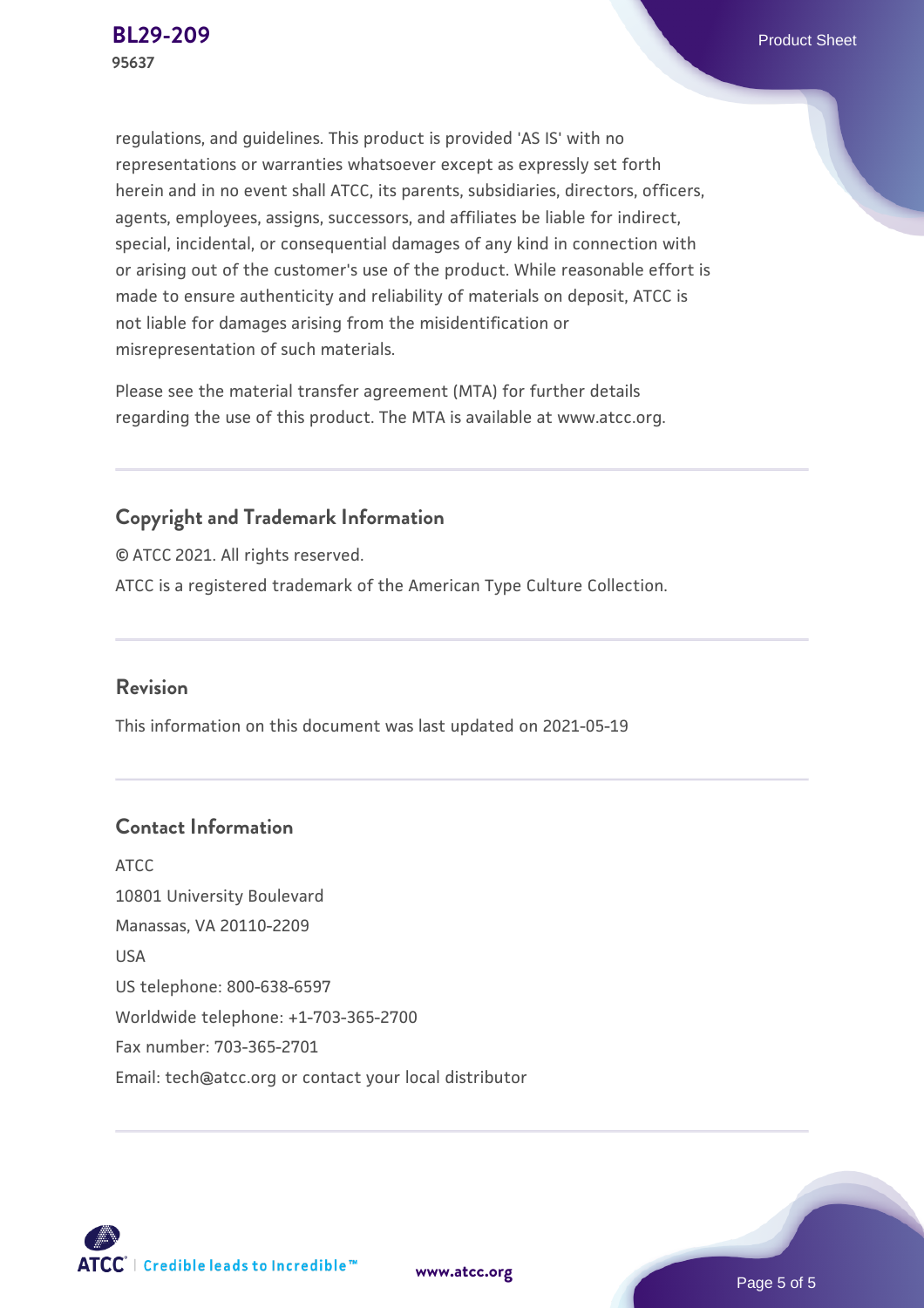regulations, and guidelines. This product is provided 'AS IS' with no representations or warranties whatsoever except as expressly set forth herein and in no event shall ATCC, its parents, subsidiaries, directors, officers, agents, employees, assigns, successors, and affiliates be liable for indirect, special, incidental, or consequential damages of any kind in connection with or arising out of the customer's use of the product. While reasonable effort is made to ensure authenticity and reliability of materials on deposit, ATCC is not liable for damages arising from the misidentification or misrepresentation of such materials.

Please see the material transfer agreement (MTA) for further details regarding the use of this product. The MTA is available at www.atcc.org.

## Copyright and Trademark Information

© ATCC 2021. All rights reserved.

ATCC is a registered trademark of the American Type Culture Collection.

## Revision

This information on this document was last updated on 2021-05-19

## Contact Information

ATCC
10801 University Boulevard
Manassas, VA 20110-2209
USA
US telephone: 800-638-6597
Worldwide telephone: +1-703-365-2700
Fax number: 703-365-2701
Email: tech@atcc.org or contact your local distributor